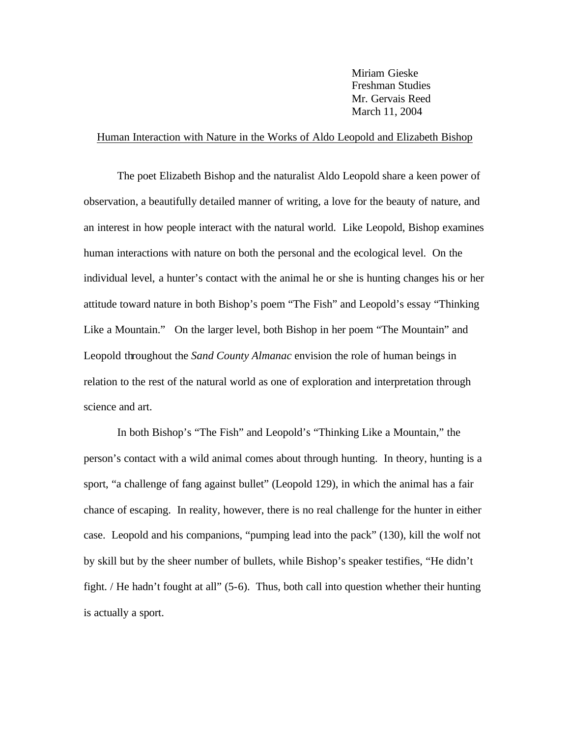Miriam Gieske
Freshman Studies
Mr. Gervais Reed
March 11, 2004

# Human Interaction with Nature in the Works of Aldo Leopold and Elizabeth Bishop

The poet Elizabeth Bishop and the naturalist Aldo Leopold share a keen power of observation, a beautifully detailed manner of writing, a love for the beauty of nature, and an interest in how people interact with the natural world. Like Leopold, Bishop examines human interactions with nature on both the personal and the ecological level. On the individual level, a hunter's contact with the animal he or she is hunting changes his or her attitude toward nature in both Bishop's poem "The Fish" and Leopold's essay "Thinking Like a Mountain." On the larger level, both Bishop in her poem "The Mountain" and Leopold throughout the *Sand County Almanac* envision the role of human beings in relation to the rest of the natural world as one of exploration and interpretation through science and art.

In both Bishop's "The Fish" and Leopold's "Thinking Like a Mountain," the person's contact with a wild animal comes about through hunting. In theory, hunting is a sport, "a challenge of fang against bullet" (Leopold 129), in which the animal has a fair chance of escaping. In reality, however, there is no real challenge for the hunter in either case. Leopold and his companions, "pumping lead into the pack" (130), kill the wolf not by skill but by the sheer number of bullets, while Bishop's speaker testifies, "He didn't fight. / He hadn't fought at all" (5-6). Thus, both call into question whether their hunting is actually a sport.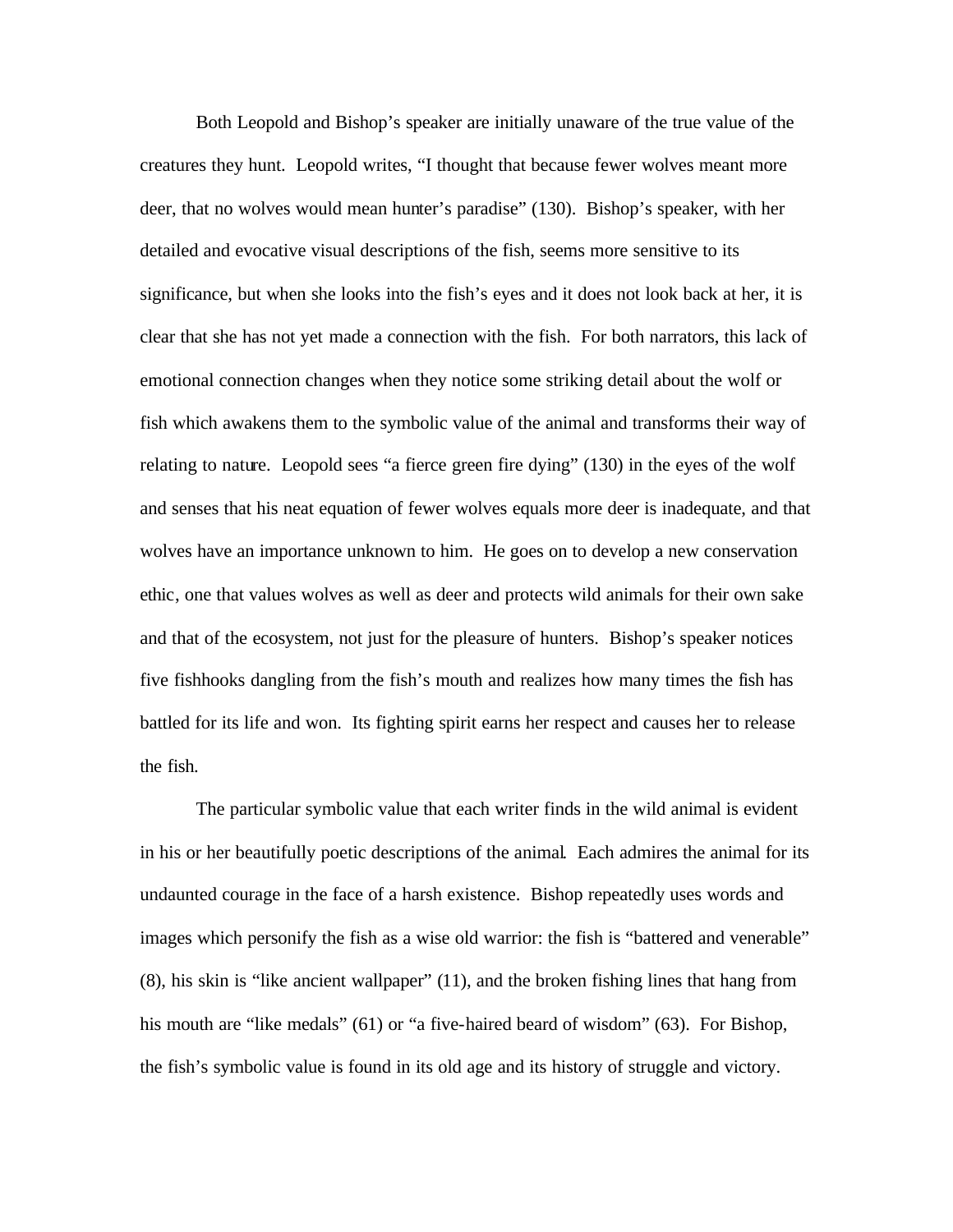Both Leopold and Bishop's speaker are initially unaware of the true value of the creatures they hunt. Leopold writes, "I thought that because fewer wolves meant more deer, that no wolves would mean hunter's paradise" (130). Bishop's speaker, with her detailed and evocative visual descriptions of the fish, seems more sensitive to its significance, but when she looks into the fish's eyes and it does not look back at her, it is clear that she has not yet made a connection with the fish. For both narrators, this lack of emotional connection changes when they notice some striking detail about the wolf or fish which awakens them to the symbolic value of the animal and transforms their way of relating to nature. Leopold sees "a fierce green fire dying" (130) in the eyes of the wolf and senses that his neat equation of fewer wolves equals more deer is inadequate, and that wolves have an importance unknown to him. He goes on to develop a new conservation ethic, one that values wolves as well as deer and protects wild animals for their own sake and that of the ecosystem, not just for the pleasure of hunters. Bishop's speaker notices five fishhooks dangling from the fish's mouth and realizes how many times the fish has battled for its life and won. Its fighting spirit earns her respect and causes her to release the fish.

The particular symbolic value that each writer finds in the wild animal is evident in his or her beautifully poetic descriptions of the animal. Each admires the animal for its undaunted courage in the face of a harsh existence. Bishop repeatedly uses words and images which personify the fish as a wise old warrior: the fish is "battered and venerable" (8), his skin is "like ancient wallpaper" (11), and the broken fishing lines that hang from his mouth are "like medals" (61) or "a five-haired beard of wisdom" (63). For Bishop, the fish's symbolic value is found in its old age and its history of struggle and victory.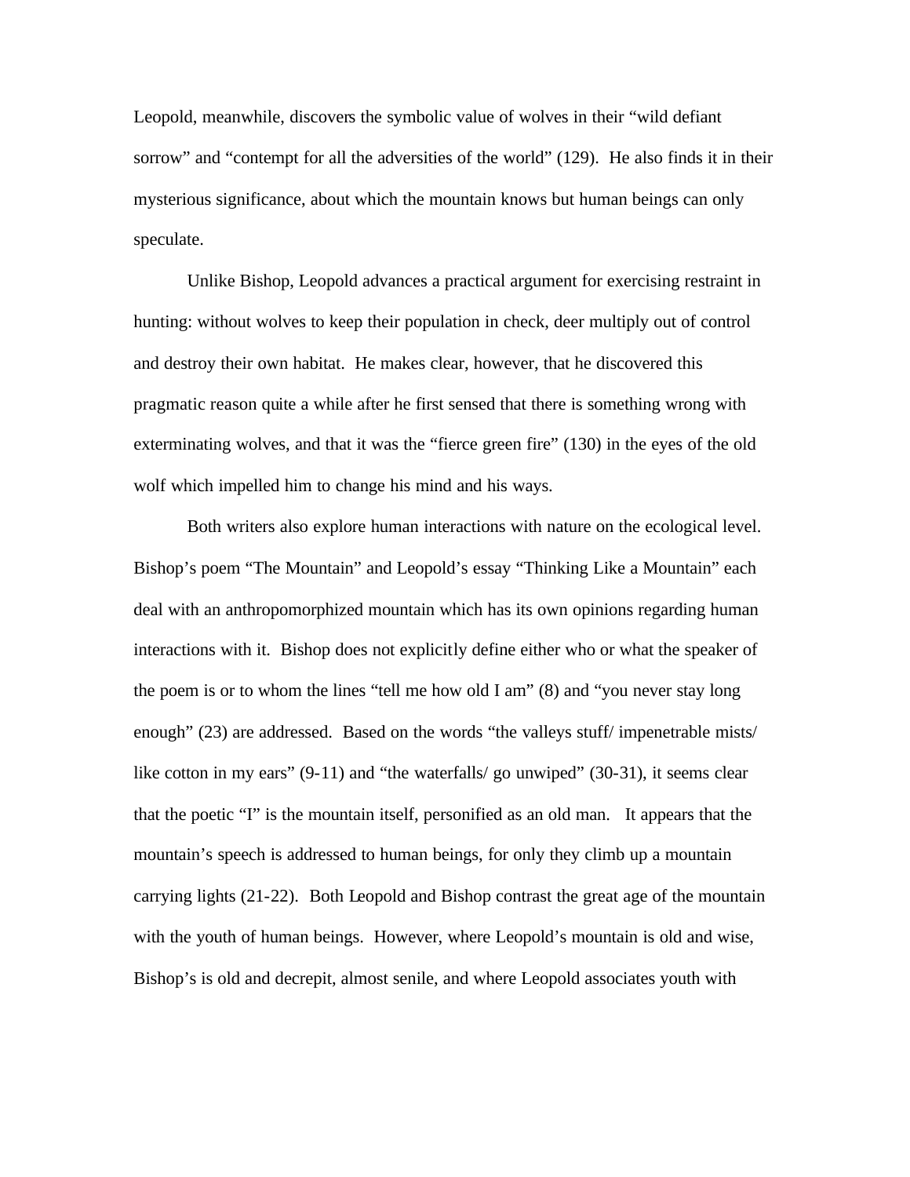Leopold, meanwhile, discovers the symbolic value of wolves in their "wild defiant sorrow" and "contempt for all the adversities of the world" (129). He also finds it in their mysterious significance, about which the mountain knows but human beings can only speculate.

Unlike Bishop, Leopold advances a practical argument for exercising restraint in hunting: without wolves to keep their population in check, deer multiply out of control and destroy their own habitat. He makes clear, however, that he discovered this pragmatic reason quite a while after he first sensed that there is something wrong with exterminating wolves, and that it was the "fierce green fire" (130) in the eyes of the old wolf which impelled him to change his mind and his ways.

Both writers also explore human interactions with nature on the ecological level. Bishop's poem "The Mountain" and Leopold's essay "Thinking Like a Mountain" each deal with an anthropomorphized mountain which has its own opinions regarding human interactions with it. Bishop does not explicitly define either who or what the speaker of the poem is or to whom the lines "tell me how old I am" (8) and "you never stay long enough" (23) are addressed. Based on the words "the valleys stuff/ impenetrable mists/ like cotton in my ears" (9-11) and "the waterfalls/ go unwiped" (30-31), it seems clear that the poetic "I" is the mountain itself, personified as an old man. It appears that the mountain's speech is addressed to human beings, for only they climb up a mountain carrying lights (21-22). Both Leopold and Bishop contrast the great age of the mountain with the youth of human beings. However, where Leopold's mountain is old and wise, Bishop's is old and decrepit, almost senile, and where Leopold associates youth with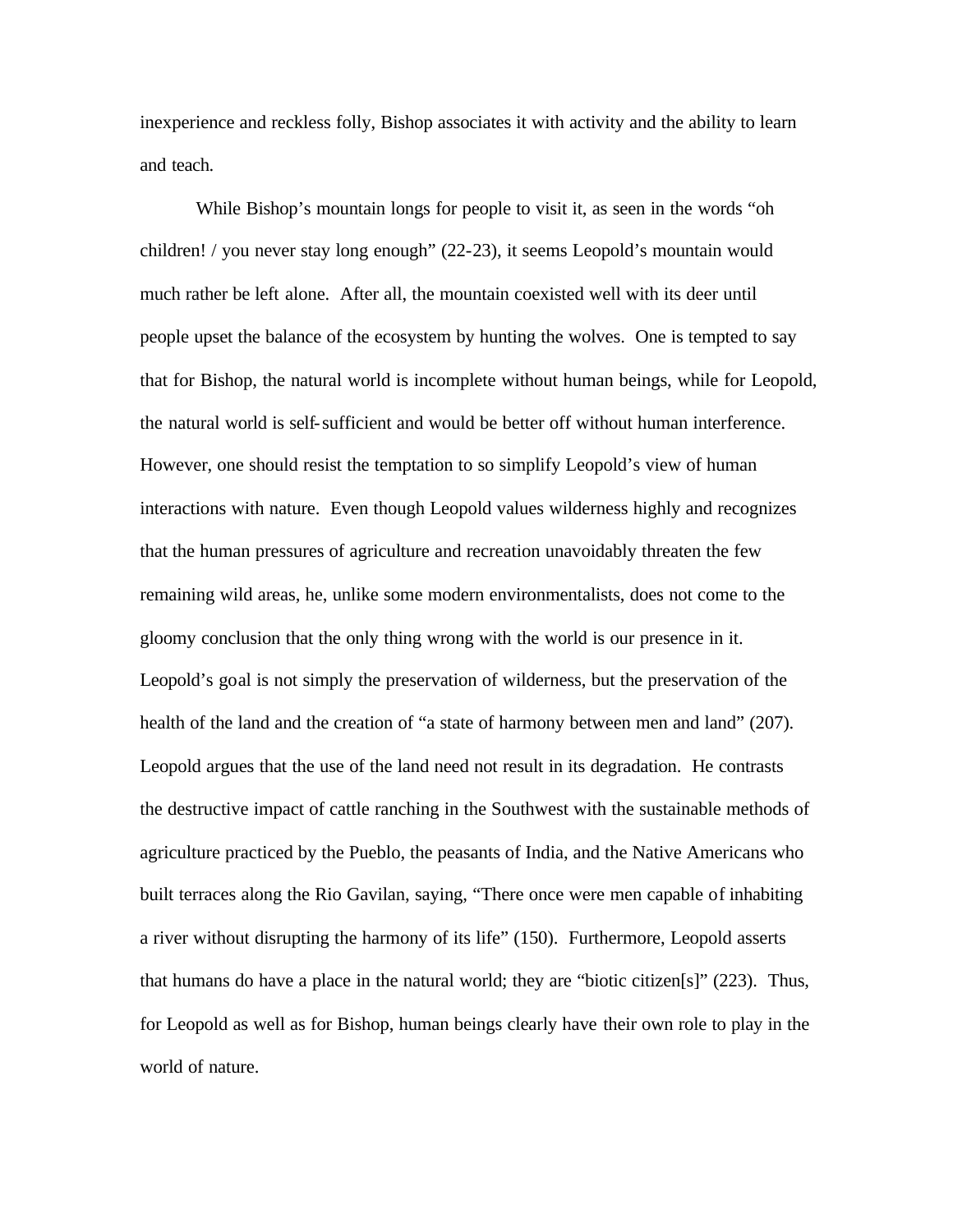inexperience and reckless folly, Bishop associates it with activity and the ability to learn and teach.

While Bishop's mountain longs for people to visit it, as seen in the words "oh children! / you never stay long enough" (22-23), it seems Leopold's mountain would much rather be left alone. After all, the mountain coexisted well with its deer until people upset the balance of the ecosystem by hunting the wolves. One is tempted to say that for Bishop, the natural world is incomplete without human beings, while for Leopold, the natural world is self-sufficient and would be better off without human interference. However, one should resist the temptation to so simplify Leopold's view of human interactions with nature. Even though Leopold values wilderness highly and recognizes that the human pressures of agriculture and recreation unavoidably threaten the few remaining wild areas, he, unlike some modern environmentalists, does not come to the gloomy conclusion that the only thing wrong with the world is our presence in it. Leopold's goal is not simply the preservation of wilderness, but the preservation of the health of the land and the creation of "a state of harmony between men and land" (207). Leopold argues that the use of the land need not result in its degradation. He contrasts the destructive impact of cattle ranching in the Southwest with the sustainable methods of agriculture practiced by the Pueblo, the peasants of India, and the Native Americans who built terraces along the Rio Gavilan, saying, "There once were men capable of inhabiting a river without disrupting the harmony of its life" (150). Furthermore, Leopold asserts that humans do have a place in the natural world; they are "biotic citizen[s]" (223). Thus, for Leopold as well as for Bishop, human beings clearly have their own role to play in the world of nature.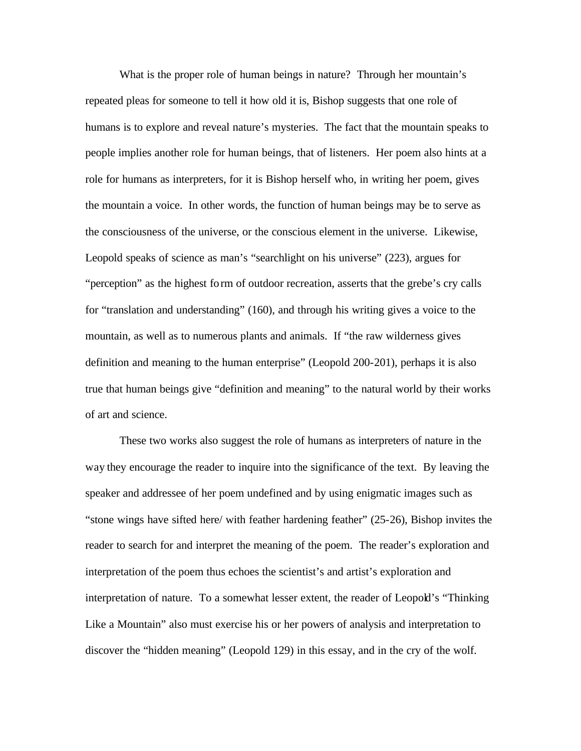What is the proper role of human beings in nature? Through her mountain's repeated pleas for someone to tell it how old it is, Bishop suggests that one role of humans is to explore and reveal nature's mysteries. The fact that the mountain speaks to people implies another role for human beings, that of listeners. Her poem also hints at a role for humans as interpreters, for it is Bishop herself who, in writing her poem, gives the mountain a voice. In other words, the function of human beings may be to serve as the consciousness of the universe, or the conscious element in the universe. Likewise, Leopold speaks of science as man's "searchlight on his universe" (223), argues for "perception" as the highest form of outdoor recreation, asserts that the grebe's cry calls for "translation and understanding" (160), and through his writing gives a voice to the mountain, as well as to numerous plants and animals. If "the raw wilderness gives definition and meaning to the human enterprise" (Leopold 200-201), perhaps it is also true that human beings give "definition and meaning" to the natural world by their works of art and science.

These two works also suggest the role of humans as interpreters of nature in the way they encourage the reader to inquire into the significance of the text. By leaving the speaker and addressee of her poem undefined and by using enigmatic images such as "stone wings have sifted here/ with feather hardening feather" (25-26), Bishop invites the reader to search for and interpret the meaning of the poem. The reader's exploration and interpretation of the poem thus echoes the scientist's and artist's exploration and interpretation of nature. To a somewhat lesser extent, the reader of Leopold's "Thinking Like a Mountain" also must exercise his or her powers of analysis and interpretation to discover the "hidden meaning" (Leopold 129) in this essay, and in the cry of the wolf.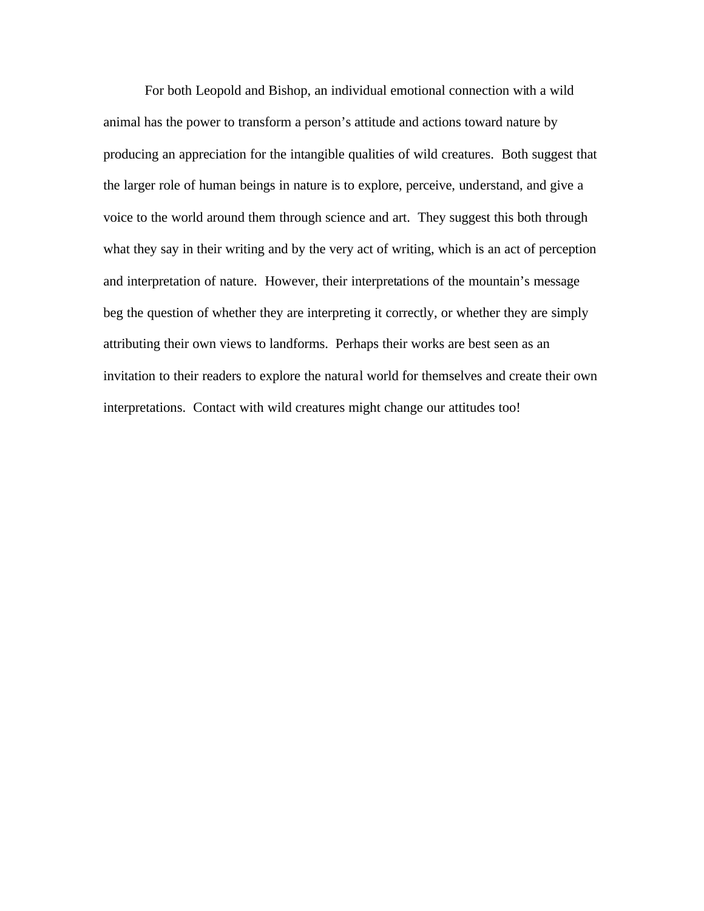For both Leopold and Bishop, an individual emotional connection with a wild animal has the power to transform a person's attitude and actions toward nature by producing an appreciation for the intangible qualities of wild creatures. Both suggest that the larger role of human beings in nature is to explore, perceive, understand, and give a voice to the world around them through science and art. They suggest this both through what they say in their writing and by the very act of writing, which is an act of perception and interpretation of nature. However, their interpretations of the mountain's message beg the question of whether they are interpreting it correctly, or whether they are simply attributing their own views to landforms. Perhaps their works are best seen as an invitation to their readers to explore the natural world for themselves and create their own interpretations. Contact with wild creatures might change our attitudes too!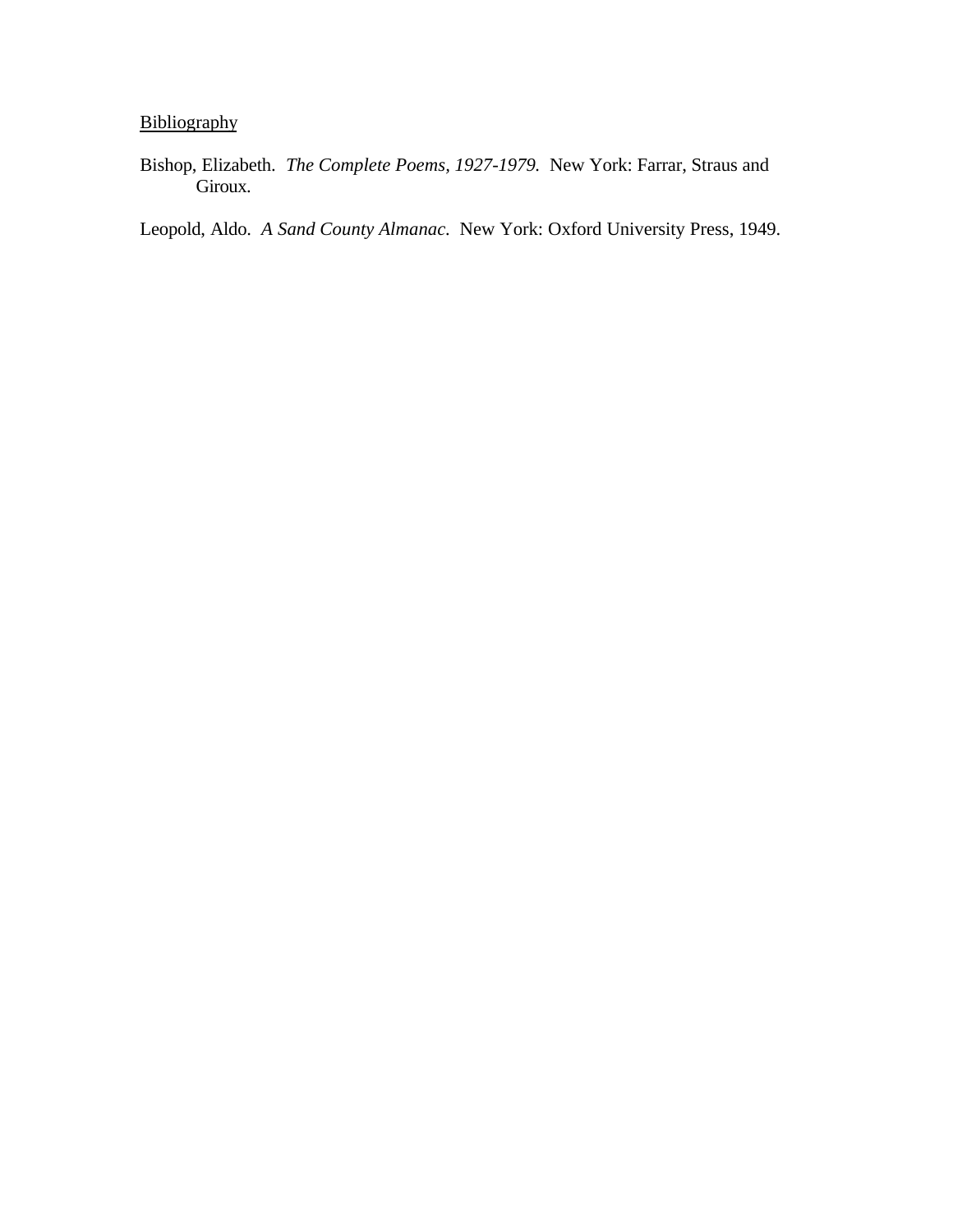<u>Bibliography</u>

Bishop, Elizabeth. *The Complete Poems, 1927-1979.* New York: Farrar, Straus and Giroux.

Leopold, Aldo. *A Sand County Almanac.* New York: Oxford University Press, 1949.